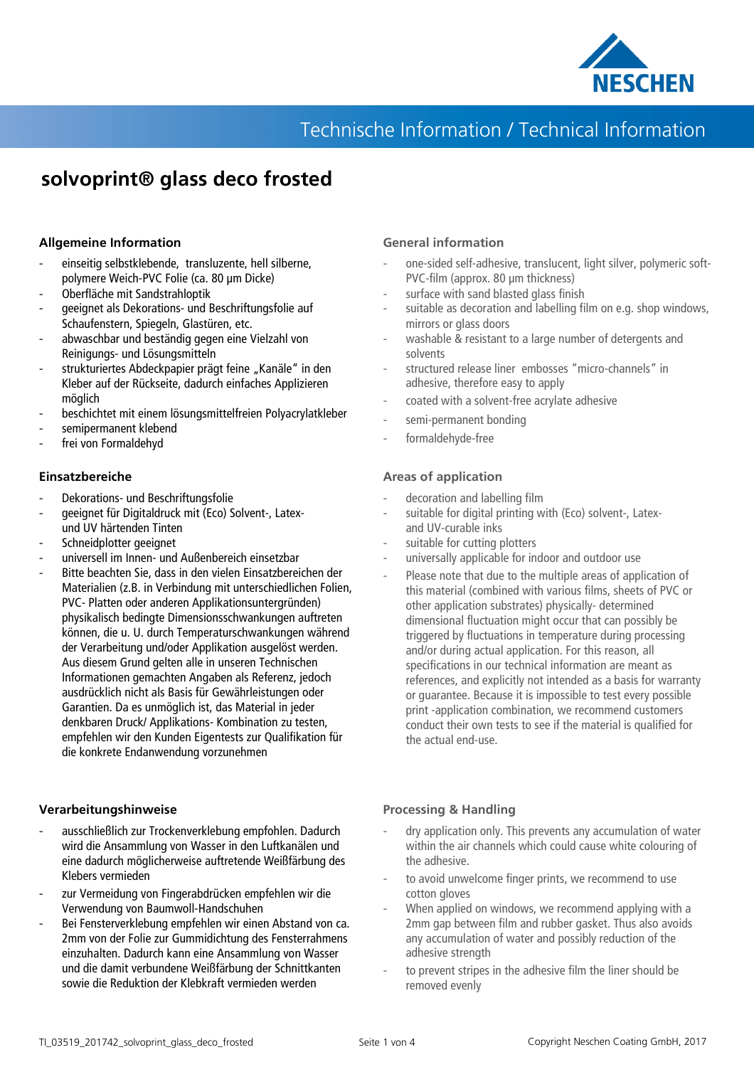# solvoprint® glass deco frosted

## Allgemeine Information

- einseitig selbstklebende, transluzente, hell silberne, polymere Weich-PVC Folie (ca. 80 µm Dicke)
- Oberfläche mit Sandstrahloptik
- geeignet als Dekorations- und Beschriftungsfolie auf Schaufenstern, Spiegeln, Glastüren, etc.
- abwaschbar und beständig gegen eine Vielzahl von Reinigungs- und Lösungsmitteln
- strukturiertes Abdeckpapier prägt feine „Kanäle" in den Kleber auf der Rückseite, dadurch einfaches Applizieren möglich
- beschichtet mit einem lösungsmittelfreien Polyacrylatkleber
- semipermanent klebend
- frei von Formaldehyd

## Einsatzbereiche

- Dekorations- und Beschriftungsfolie
- geeignet für Digitaldruck mit (Eco) Solvent-, Latex- und UV härtenden Tinten
- Schneidplotter geeignet
- universell im Innen- und Außenbereich einsetzbar
- Bitte beachten Sie, dass in den vielen Einsatzbereichen der Materialien (z.B. in Verbindung mit unterschiedlichen Folien, PVC- Platten oder anderen Applikationsuntergründen) physikalisch bedingte Dimensionsschwankungen auftreten können, die u. U. durch Temperaturschwankungen während der Verarbeitung und/oder Applikation ausgelöst werden. Aus diesem Grund gelten alle in unseren Technischen Informationen gemachten Angaben als Referenz, jedoch ausdrücklich nicht als Basis für Gewährleistungen oder Garantien. Da es unmöglich ist, das Material in jeder denkbaren Druck/ Applikations- Kombination zu testen, empfehlen wir den Kunden Eigentests zur Qualifikation für die konkrete Endanwendung vorzunehmen

## Verarbeitungshinweise

- ausschließlich zur Trockenverklebung empfohlen. Dadurch wird die Ansammlung von Wasser in den Luftkanälen und eine dadurch möglicherweise auftretende Weißfärbung des Klebers vermieden
- zur Vermeidung von Fingerabdrücken empfehlen wir die Verwendung von Baumwoll-Handschuhen
- Bei Fensterverklebung empfehlen wir einen Abstand von ca. 2mm von der Folie zur Gummidichtung des Fensterrahmens einzuhalten. Dadurch kann eine Ansammlung von Wasser und die damit verbundene Weißfärbung der Schnittkanten sowie die Reduktion der Klebkraft vermieden werden

## General information

- one-sided self-adhesive, translucent, light silver, polymeric soft-PVC-film (approx. 80 µm thickness)
- surface with sand blasted glass finish
- suitable as decoration and labelling film on e.g. shop windows, mirrors or glass doors
- washable & resistant to a large number of detergents and solvents
- structured release liner embosses "micro-channels" in adhesive, therefore easy to apply
- coated with a solvent-free acrylate adhesive
- semi-permanent bonding
- formaldehyde-free

## Areas of application

- decoration and labelling film
- suitable for digital printing with (Eco) solvent-, Latex- and UV-curable inks
- suitable for cutting plotters
- universally applicable for indoor and outdoor use
- Please note that due to the multiple areas of application of this material (combined with various films, sheets of PVC or other application substrates) physically- determined dimensional fluctuation might occur that can possibly be triggered by fluctuations in temperature during processing and/or during actual application. For this reason, all specifications in our technical information are meant as references, and explicitly not intended as a basis for warranty or guarantee. Because it is impossible to test every possible print -application combination, we recommend customers conduct their own tests to see if the material is qualified for the actual end-use.

## Processing & Handling

- dry application only. This prevents any accumulation of water within the air channels which could cause white colouring of the adhesive.
- to avoid unwelcome finger prints, we recommend to use cotton gloves
- When applied on windows, we recommend applying with a 2mm gap between film and rubber gasket. Thus also avoids any accumulation of water and possibly reduction of the adhesive strength
- to prevent stripes in the adhesive film the liner should be removed evenly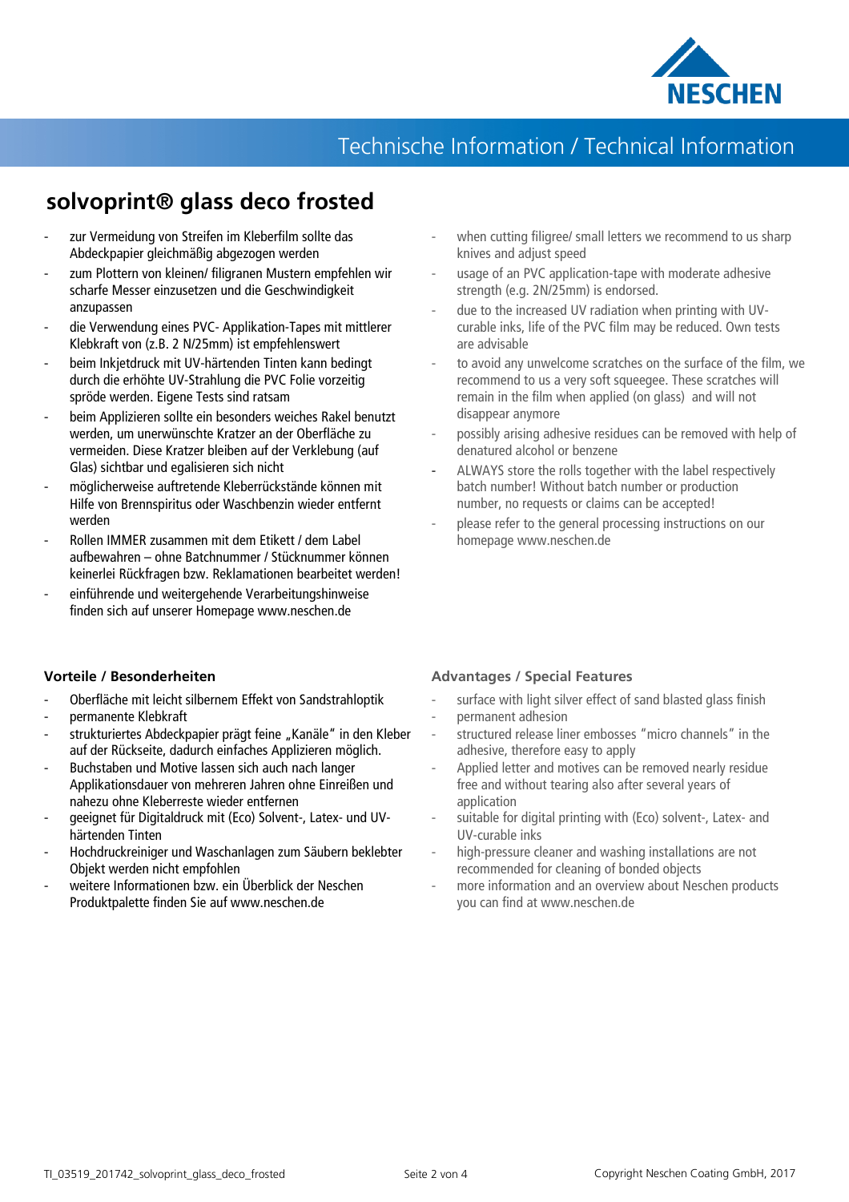# solvoprint® glass deco frosted

- zur Vermeidung von Streifen im Kleberfilm sollte das Abdeckpapier gleichmäßig abgezogen werden
- zum Plottern von kleinen/ filigranen Mustern empfehlen wir scharfe Messer einzusetzen und die Geschwindigkeit anzupassen
- die Verwendung eines PVC- Applikation-Tapes mit mittlerer Klebkraft von (z.B. 2 N/25mm) ist empfehlenswert
- beim Inkjetdruck mit UV-härtenden Tinten kann bedingt durch die erhöhte UV-Strahlung die PVC Folie vorzeitig spröde werden. Eigene Tests sind ratsam
- beim Applizieren sollte ein besonders weiches Rakel benutzt werden, um unerwünschte Kratzer an der Oberfläche zu vermeiden. Diese Kratzer bleiben auf der Verklebung (auf Glas) sichtbar und egalisieren sich nicht
- möglicherweise auftretende Kleberrückstände können mit Hilfe von Brennspiritus oder Waschbenzin wieder entfernt werden
- Rollen IMMER zusammen mit dem Etikett / dem Label aufbewahren – ohne Batchnummer / Stücknummer können keinerlei Rückfragen bzw. Reklamationen bearbeitet werden!
- einführende und weitergehende Verarbeitungshinweise finden sich auf unserer Homepage www.neschen.de

- when cutting filigree/ small letters we recommend to us sharp knives and adjust speed
- usage of an PVC application-tape with moderate adhesive strength (e.g. 2N/25mm) is endorsed.
- due to the increased UV radiation when printing with UV-curable inks, life of the PVC film may be reduced. Own tests are advisable
- to avoid any unwelcome scratches on the surface of the film, we recommend to us a very soft squeegee. These scratches will remain in the film when applied (on glass) and will not disappear anymore
- possibly arising adhesive residues can be removed with help of denatured alcohol or benzene
- ALWAYS store the rolls together with the label respectively batch number! Without batch number or production number, no requests or claims can be accepted!
- please refer to the general processing instructions on our homepage www.neschen.de

### Vorteile / Besonderheiten

- Oberfläche mit leicht silbernem Effekt von Sandstrahloptik
- permanente Klebkraft
- strukturiertes Abdeckpapier prägt feine „Kanäle" in den Kleber auf der Rückseite, dadurch einfaches Applizieren möglich.
- Buchstaben und Motive lassen sich auch nach langer Applikationsdauer von mehreren Jahren ohne Einreißen und nahezu ohne Kleberreste wieder entfernen
- geeignet für Digitaldruck mit (Eco) Solvent-, Latex- und UV-härtenden Tinten
- Hochdruckreiniger und Waschanlagen zum Säubern beklebter Objekt werden nicht empfohlen
- weitere Informationen bzw. ein Überblick der Neschen Produktpalette finden Sie auf www.neschen.de

### Advantages / Special Features

- surface with light silver effect of sand blasted glass finish
- permanent adhesion
- structured release liner embosses "micro channels" in the adhesive, therefore easy to apply
- Applied letter and motives can be removed nearly residue free and without tearing also after several years of application
- suitable for digital printing with (Eco) solvent-, Latex- and UV-curable inks
- high-pressure cleaner and washing installations are not recommended for cleaning of bonded objects
- more information and an overview about Neschen products you can find at www.neschen.de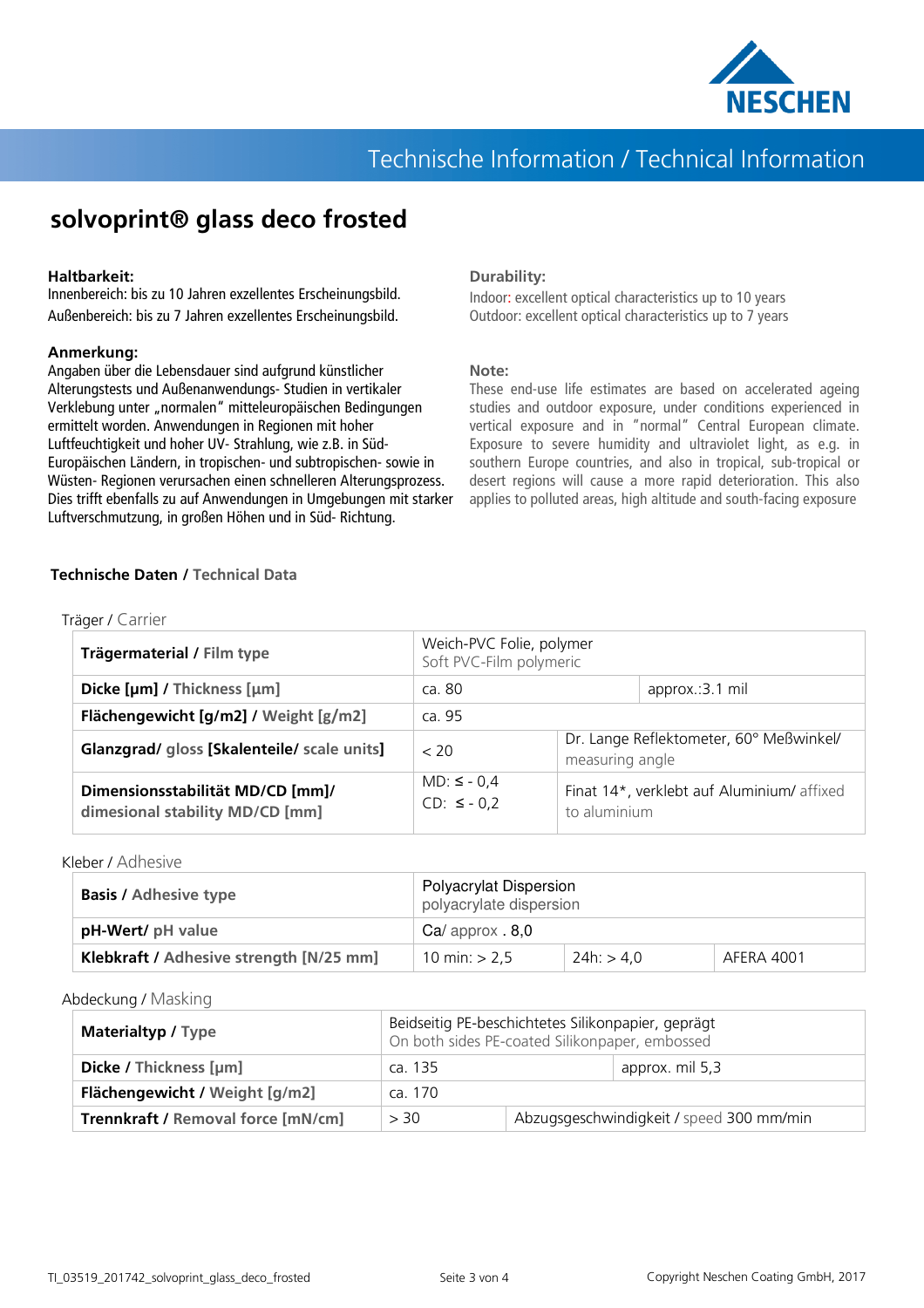# solvoprint® glass deco frosted

**Haltbarkeit:**
Innenbereich: bis zu 10 Jahren exzellentes Erscheinungsbild.
Außenbereich: bis zu 7 Jahren exzellentes Erscheinungsbild.

**Anmerkung:**
Angaben über die Lebensdauer sind aufgrund künstlicher Alterungstests und Außenanwendungs- Studien in vertikaler Verklebung unter „normalen" mitteleuropäischen Bedingungen ermittelt worden. Anwendungen in Regionen mit hoher Luftfeuchtigkeit und hoher UV- Strahlung, wie z.B. in Süd-Europäischen Ländern, in tropischen- und subtropischen- sowie in Wüsten- Regionen verursachen einen schnelleren Alterungsprozess. Dies trifft ebenfalls zu auf Anwendungen in Umgebungen mit starker Luftverschmutzung, in großen Höhen und in Süd- Richtung.

**Durability:**
Indoor: excellent optical characteristics up to 10 years
Outdoor: excellent optical characteristics up to 7 years

**Note:**
These end-use life estimates are based on accelerated ageing studies and outdoor exposure, under conditions experienced in vertical exposure and in "normal" Central European climate. Exposure to severe humidity and ultraviolet light, as e.g. in southern Europe countries, and also in tropical, sub-tropical or desert regions will cause a more rapid deterioration. This also applies to polluted areas, high altitude and south-facing exposure

## Technische Daten / Technical Data

Träger / Carrier

| | | |
|---|---|---|
| **Trägermaterial / Film type** | Weich-PVC Folie, polymer<br>Soft PVC-Film polymeric | |
| **Dicke [µm] / Thickness [µm]** | ca. 80 | approx.:3.1 mil |
| **Flächengewicht [g/m2] / Weight [g/m2]** | ca. 95 | |
| **Glanzgrad/ gloss [Skalenteile/ scale units]** | < 20 | Dr. Lange Reflektometer, 60° Meßwinkel/ measuring angle |
| **Dimensionsstabilität MD/CD [mm]/ dimesional stability MD/CD [mm]** | MD: ≤ - 0,4<br>CD: ≤ - 0,2 | Finat 14*, verklebt auf Aluminium/ affixed to aluminium |

Kleber / Adhesive

| | | | |
|---|---|---|---|
| **Basis / Adhesive type** | Polyacrylat Dispersion<br>polyacrylate dispersion | | |
| **pH-Wert/ pH value** | Ca/ approx . 8,0 | | |
| **Klebkraft / Adhesive strength [N/25 mm]** | 10 min: > 2,5 | 24h: > 4,0 | AFERA 4001 |

Abdeckung / Masking

| | | |
|---|---|---|
| **Materialtyp / Type** | Beidseitig PE-beschichtetes Silikonpapier, geprägt<br>On both sides PE-coated Silikonpaper, embossed | |
| **Dicke / Thickness [µm]** | ca. 135 | approx. mil 5,3 |
| **Flächengewicht / Weight [g/m2]** | ca. 170 | |
| **Trennkraft / Removal force [mN/cm]** | > 30 | Abzugsgeschwindigkeit / speed 300 mm/min |

TI_03519_201742_solvoprint_glass_deco_frosted

Copyright Neschen Coating GmbH, 2017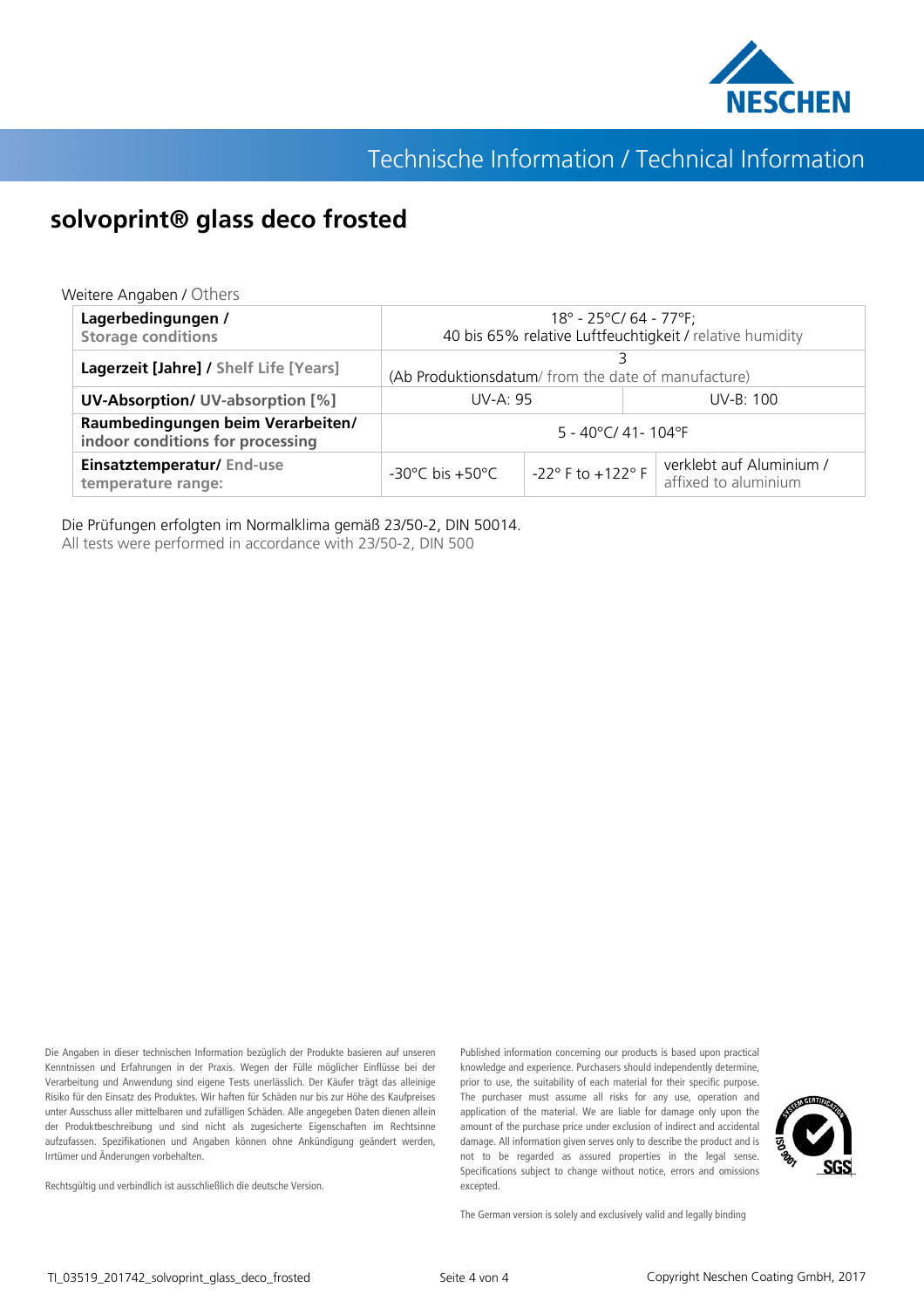# solvoprint® glass deco frosted

Weitere Angaben / Others

| | | | |
|---|---|---|---|
| **Lagerbedingungen / Storage conditions** | 18° - 25°C/ 64 - 77°F; 40 bis 65% relative Luftfeuchtigkeit / relative humidity | | |
| **Lagerzeit [Jahre] / Shelf Life [Years]** | 3 (Ab Produktionsdatum/ from the date of manufacture) | | |
| **UV-Absorption/ UV-absorption [%]** | UV-A: 95 | | UV-B: 100 |
| **Raumbedingungen beim Verarbeiten/ indoor conditions for processing** | 5 - 40°C/ 41- 104°F | | |
| **Einsatztemperatur/ End-use temperature range:** | -30°C bis +50°C | -22° F to +122° F | verklebt auf Aluminium / affixed to aluminium |

Die Prüfungen erfolgten im Normalklima gemäß 23/50-2, DIN 50014.
All tests were performed in accordance with 23/50-2, DIN 500

Die Angaben in dieser technischen Information bezüglich der Produkte basieren auf unseren Kenntnissen und Erfahrungen in der Praxis. Wegen der Fülle möglicher Einflüsse bei der Verarbeitung und Anwendung sind eigene Tests unerlässlich. Der Käufer trägt das alleinige Risiko für den Einsatz des Produktes. Wir haften für Schäden nur bis zur Höhe des Kaufpreises unter Ausschuss aller mittelbaren und zufälligen Schäden. Alle angegeben Daten dienen allein der Produktbeschreibung und sind nicht als zugesicherte Eigenschaften im Rechtsinne aufzufassen. Spezifikationen und Angaben können ohne Ankündigung geändert werden, Irrtümer und Änderungen vorbehalten.

Rechtsgültig und verbindlich ist ausschließlich die deutsche Version.

Published information concerning our products is based upon practical knowledge and experience. Purchasers should independently determine, prior to use, the suitability of each material for their specific purpose. The purchaser must assume all risks for any use, operation and application of the material. We are liable for damage only upon the amount of the purchase price under exclusion of indirect and accidental damage. All information given serves only to describe the product and is not to be regarded as assured properties in the legal sense. Specifications subject to change without notice, errors and omissions excepted.

The German version is solely and exclusively valid and legally binding

TI_03519_201742_solvoprint_glass_deco_frosted

Copyright Neschen Coating GmbH, 2017